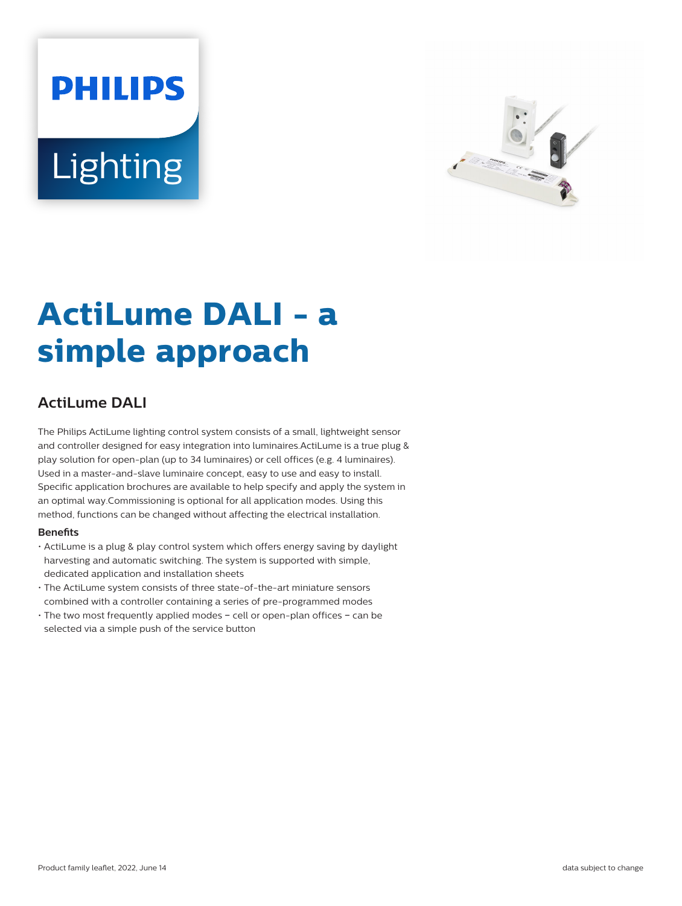# ActiLume DALI - a simple approach

## ActiLume DALI

The Philips ActiLume lighting control system consists of a small, lightweight sensor and controller designed for easy integration into luminaires.ActiLume is a true plug & play solution for open-plan (up to 34 luminaires) or cell offices (e.g. 4 luminaires). Used in a master-and-slave luminaire concept, easy to use and easy to install. Specific application brochures are available to help specify and apply the system in an optimal way.Commissioning is optional for all application modes. Using this method, functions can be changed without affecting the electrical installation.

**Benefits**

- ActiLume is a plug & play control system which offers energy saving by daylight harvesting and automatic switching. The system is supported with simple, dedicated application and installation sheets
- The ActiLume system consists of three state-of-the-art miniature sensors combined with a controller containing a series of pre-programmed modes
- The two most frequently applied modes – cell or open-plan offices – can be selected via a simple push of the service button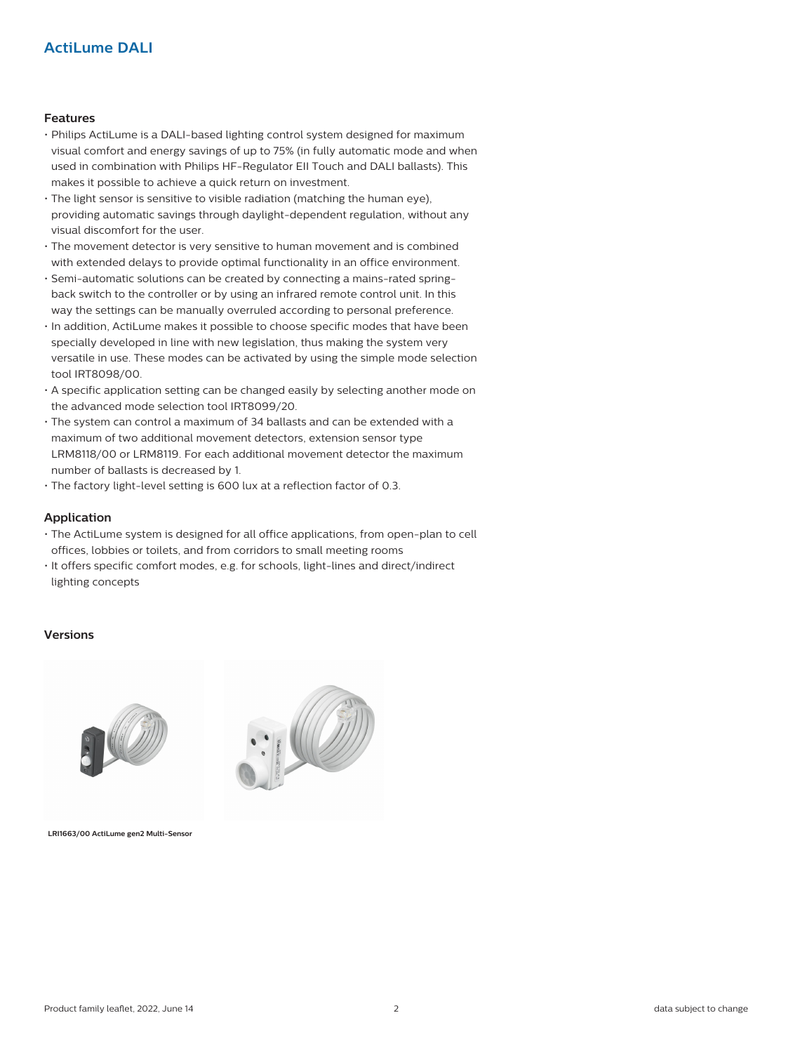## ActiLume DALI

### Features

- Philips ActiLume is a DALI-based lighting control system designed for maximum visual comfort and energy savings of up to 75% (in fully automatic mode and when used in combination with Philips HF-Regulator EII Touch and DALI ballasts). This makes it possible to achieve a quick return on investment.
- The light sensor is sensitive to visible radiation (matching the human eye), providing automatic savings through daylight-dependent regulation, without any visual discomfort for the user.
- The movement detector is very sensitive to human movement and is combined with extended delays to provide optimal functionality in an office environment.
- Semi-automatic solutions can be created by connecting a mains-rated spring-back switch to the controller or by using an infrared remote control unit. In this way the settings can be manually overruled according to personal preference.
- In addition, ActiLume makes it possible to choose specific modes that have been specially developed in line with new legislation, thus making the system very versatile in use. These modes can be activated by using the simple mode selection tool IRT8098/00.
- A specific application setting can be changed easily by selecting another mode on the advanced mode selection tool IRT8099/20.
- The system can control a maximum of 34 ballasts and can be extended with a maximum of two additional movement detectors, extension sensor type LRM8118/00 or LRM8119. For each additional movement detector the maximum number of ballasts is decreased by 1.
- The factory light-level setting is 600 lux at a reflection factor of 0.3.

### Application

- The ActiLume system is designed for all office applications, from open-plan to cell offices, lobbies or toilets, and from corridors to small meeting rooms
- It offers specific comfort modes, e.g. for schools, light-lines and direct/indirect lighting concepts

### Versions

LRI1663/00 ActiLume gen2 Multi-Sensor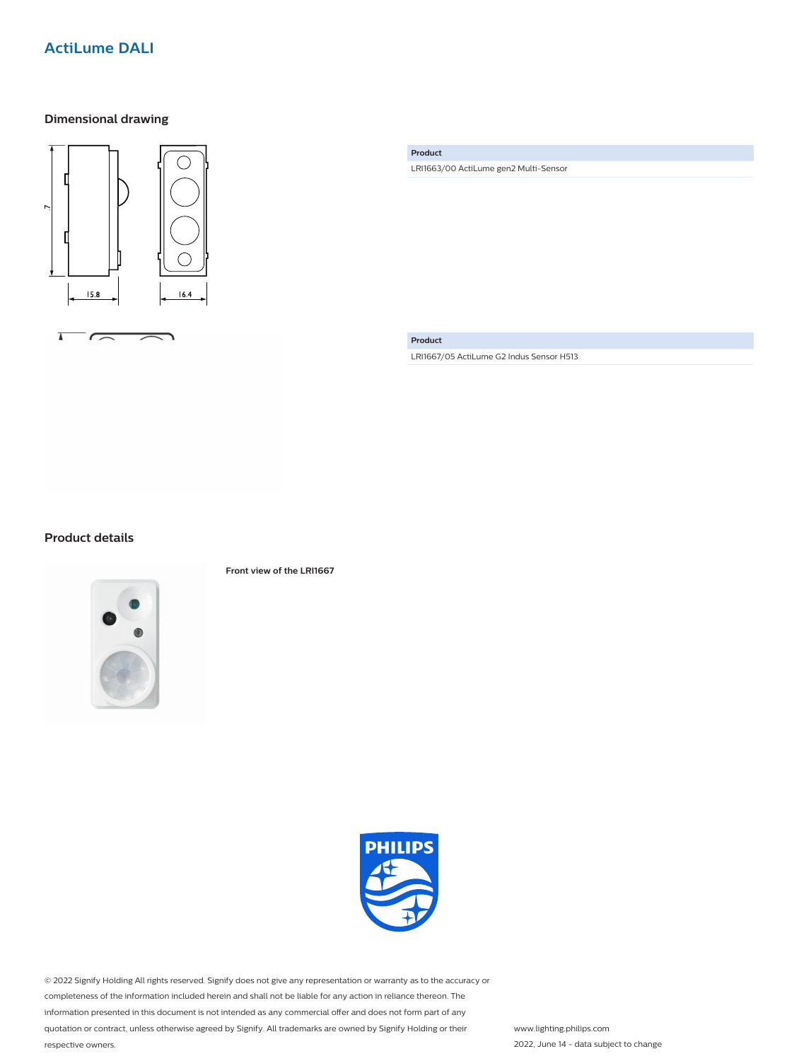## ActiLume DALI

### Dimensional drawing

15.8

16.4

| Product |
| --- |
| LRI1663/00 ActiLume gen2 Multi-Sensor |

| Product |
| --- |
| LRI1667/05 ActiLume G2 Indus Sensor H513 |

### Product details

**Front view of the LRI1667**

© 2022 Signify Holding All rights reserved. Signify does not give any representation or warranty as to the accuracy or completeness of the information included herein and shall not be liable for any action in reliance thereon. The information presented in this document is not intended as any commercial offer and does not form part of any quotation or contract, unless otherwise agreed by Signify. All trademarks are owned by Signify Holding or their respective owners.

www.lighting.philips.com

2022, June 14 - data subject to change